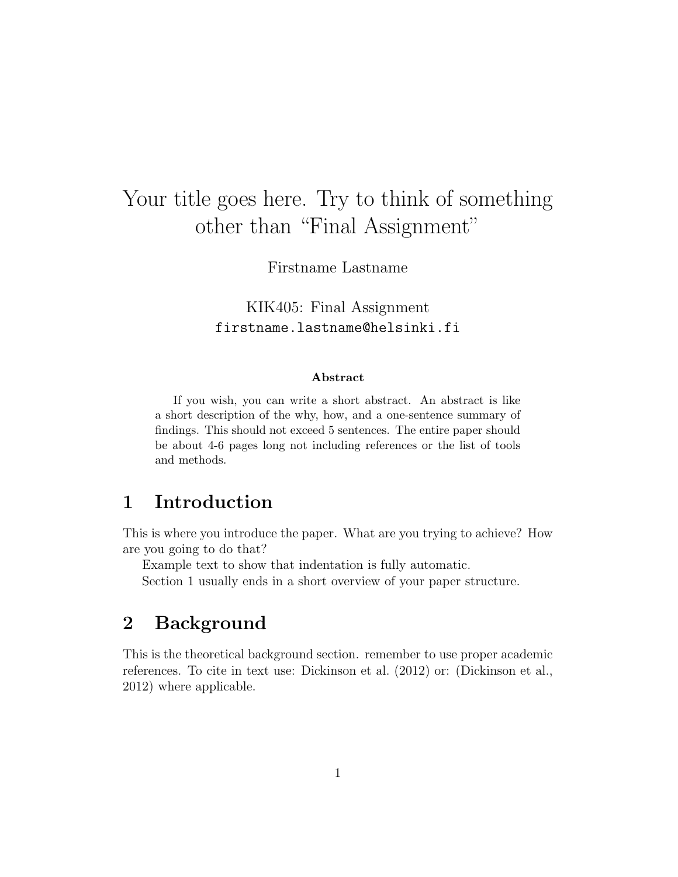# Your title goes here. Try to think of something other than "Final Assignment"

Firstname Lastname

KIK405: Final Assignment
`firstname.lastname@helsinki.fi`

**Abstract**

If you wish, you can write a short abstract. An abstract is like a short description of the why, how, and a one-sentence summary of findings. This should not exceed 5 sentences. The entire paper should be about 4-6 pages long not including references or the list of tools and methods.

## 1 Introduction

This is where you introduce the paper. What are you trying to achieve? How are you going to do that?

Example text to show that indentation is fully automatic.

Section 1 usually ends in a short overview of your paper structure.

## 2 Background

This is the theoretical background section. remember to use proper academic references. To cite in text use: Dickinson et al. (2012) or: (Dickinson et al., 2012) where applicable.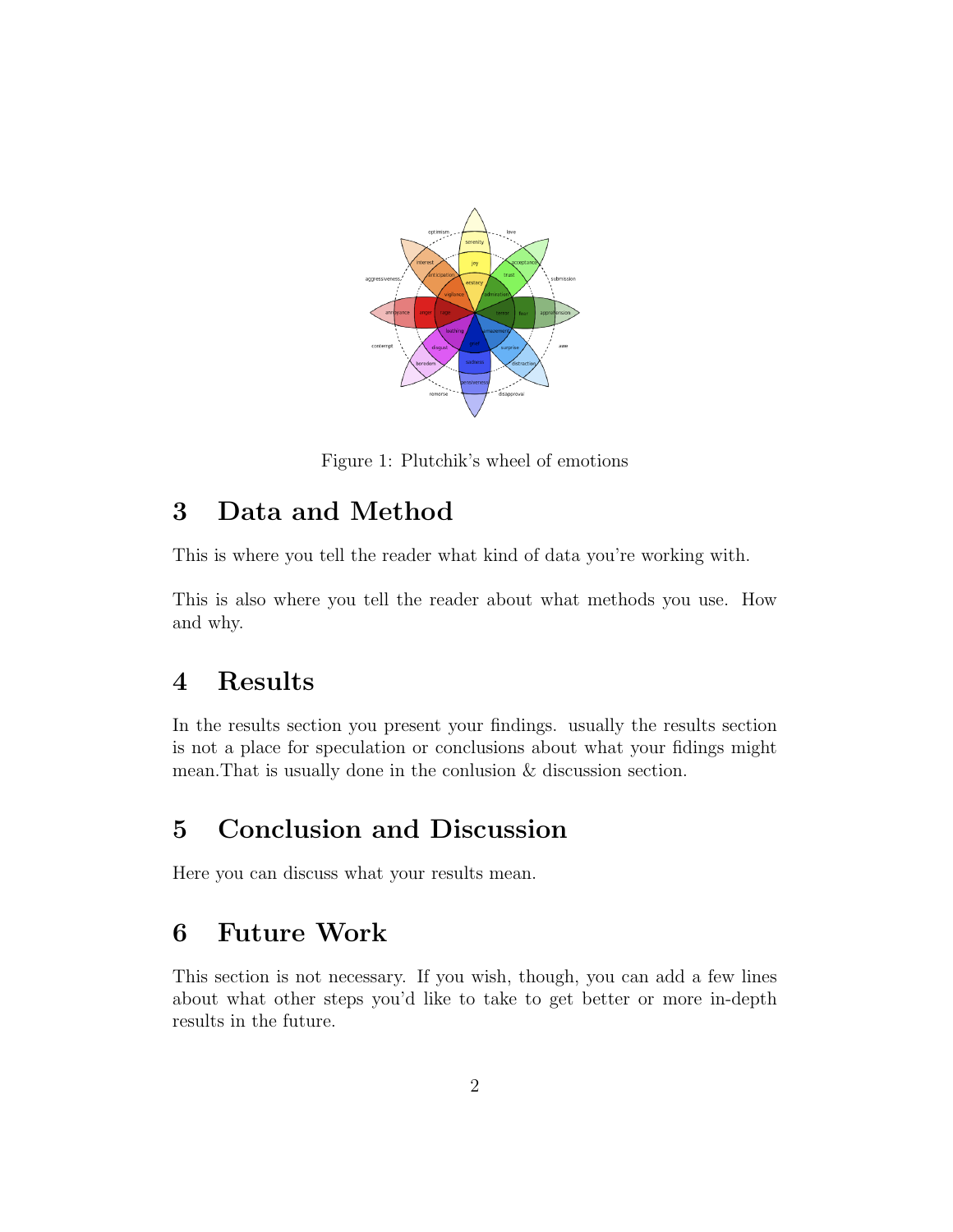Figure 1: Plutchik's wheel of emotions

## 3 Data and Method

This is where you tell the reader what kind of data you're working with.

This is also where you tell the reader about what methods you use. How and why.

## 4 Results

In the results section you present your findings. usually the results section is not a place for speculation or conclusions about what your fidings might mean.That is usually done in the conlusion & discussion section.

## 5 Conclusion and Discussion

Here you can discuss what your results mean.

## 6 Future Work

This section is not necessary. If you wish, though, you can add a few lines about what other steps you'd like to take to get better or more in-depth results in the future.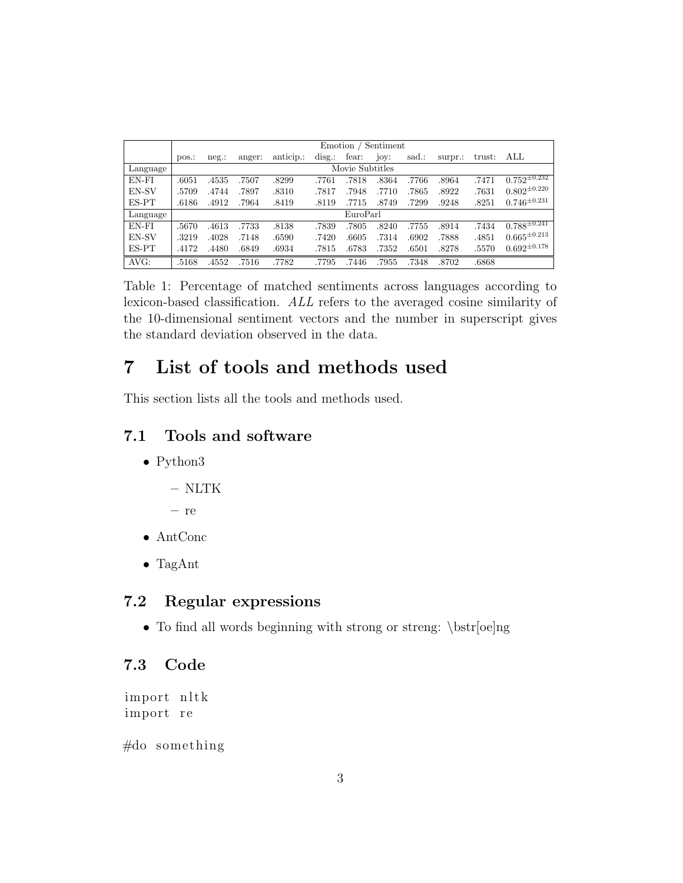| | Emotion / Sentiment | | | | | | | | | | |
|---|---|---|---|---|---|---|---|---|---|---|---|
| | pos.: | neg.: | anger: | anticip.: | disg.: | fear: | joy: | sad.: | surpr.: | trust: | ALL |
| Language | Movie Subtitles | | | | | | | | | | |
| EN-FI | .6051 | .4535 | .7507 | .8299 | .7761 | .7818 | .8364 | .7766 | .8964 | .7471 | $0.752^{\pm 0.232}$ |
| EN-SV | .5709 | .4744 | .7897 | .8310 | .7817 | .7948 | .7710 | .7865 | .8922 | .7631 | $0.802^{\pm 0.220}$ |
| ES-PT | .6186 | .4912 | .7964 | .8419 | .8119 | .7715 | .8749 | .7299 | .9248 | .8251 | $0.746^{\pm 0.231}$ |
| Language | EuroParl | | | | | | | | | | |
| EN-FI | .5670 | .4613 | .7733 | .8138 | .7839 | .7805 | .8240 | .7755 | .8914 | .7434 | $0.788^{\pm 0.241}$ |
| EN-SV | .3219 | .4028 | .7148 | .6590 | .7420 | .6605 | .7314 | .6902 | .7888 | .4851 | $0.665^{\pm 0.213}$ |
| ES-PT | .4172 | .4480 | .6849 | .6934 | .7815 | .6783 | .7352 | .6501 | .8278 | .5570 | $0.692^{\pm 0.178}$ |
| AVG: | .5168 | .4552 | .7516 | .7782 | .7795 | .7446 | .7955 | .7348 | .8702 | .6868 | |

Table 1: Percentage of matched sentiments across languages according to lexicon-based classification. *ALL* refers to the averaged cosine similarity of the 10-dimensional sentiment vectors and the number in superscript gives the standard deviation observed in the data.

# 7 List of tools and methods used

This section lists all the tools and methods used.

## 7.1 Tools and software

- Python3
  - NLTK
  - re
- AntConc
- TagAnt

## 7.2 Regular expressions

- To find all words beginning with strong or streng: \bstr[oe]ng

## 7.3 Code

```
import nltk
import re

#do something
```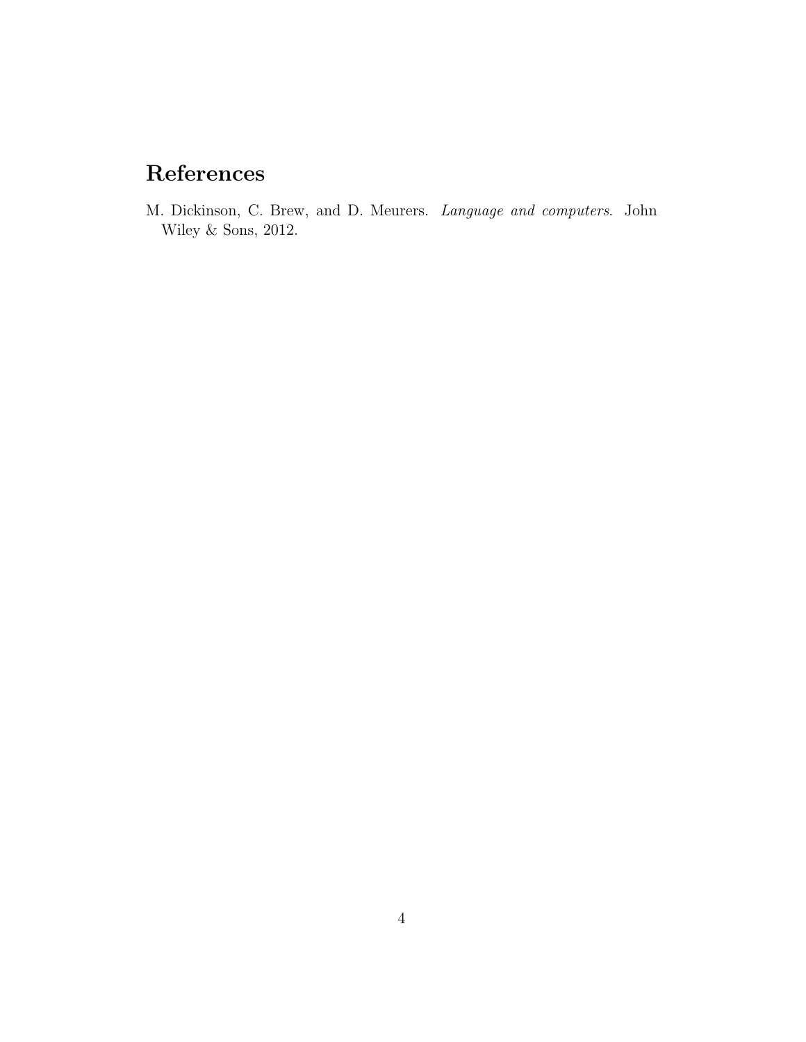# References

M. Dickinson, C. Brew, and D. Meurers. *Language and computers*. John Wiley & Sons, 2012.